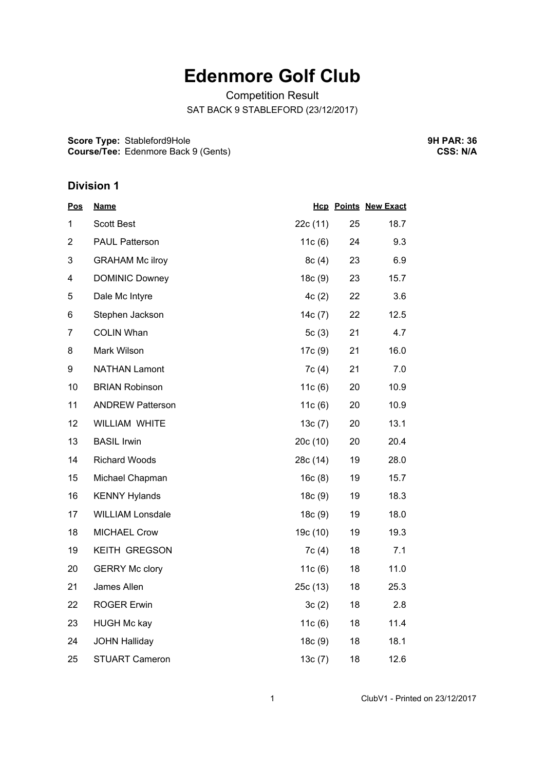# Edenmore Golf Club

Competition Result

SAT BACK 9 STABLEFORD (23/12/2017)

**Score Type:** Stableford9Hole
**Course/Tee:** Edenmore Back 9 (Gents)

**9H PAR: 36**
**CSS: N/A**

## Division 1

| Pos | Name | Hcp | Points | New Exact |
|---|---|---|---|---|
| 1 | Scott Best | 22c (11) | 25 | 18.7 |
| 2 | PAUL Patterson | 11c (6) | 24 | 9.3 |
| 3 | GRAHAM Mc ilroy | 8c (4) | 23 | 6.9 |
| 4 | DOMINIC Downey | 18c (9) | 23 | 15.7 |
| 5 | Dale Mc Intyre | 4c (2) | 22 | 3.6 |
| 6 | Stephen Jackson | 14c (7) | 22 | 12.5 |
| 7 | COLIN Whan | 5c (3) | 21 | 4.7 |
| 8 | Mark Wilson | 17c (9) | 21 | 16.0 |
| 9 | NATHAN Lamont | 7c (4) | 21 | 7.0 |
| 10 | BRIAN Robinson | 11c (6) | 20 | 10.9 |
| 11 | ANDREW Patterson | 11c (6) | 20 | 10.9 |
| 12 | WILLIAM WHITE | 13c (7) | 20 | 13.1 |
| 13 | BASIL Irwin | 20c (10) | 20 | 20.4 |
| 14 | Richard Woods | 28c (14) | 19 | 28.0 |
| 15 | Michael Chapman | 16c (8) | 19 | 15.7 |
| 16 | KENNY Hylands | 18c (9) | 19 | 18.3 |
| 17 | WILLIAM Lonsdale | 18c (9) | 19 | 18.0 |
| 18 | MICHAEL Crow | 19c (10) | 19 | 19.3 |
| 19 | KEITH GREGSON | 7c (4) | 18 | 7.1 |
| 20 | GERRY Mc clory | 11c (6) | 18 | 11.0 |
| 21 | James Allen | 25c (13) | 18 | 25.3 |
| 22 | ROGER Erwin | 3c (2) | 18 | 2.8 |
| 23 | HUGH Mc kay | 11c (6) | 18 | 11.4 |
| 24 | JOHN Halliday | 18c (9) | 18 | 18.1 |
| 25 | STUART Cameron | 13c (7) | 18 | 12.6 |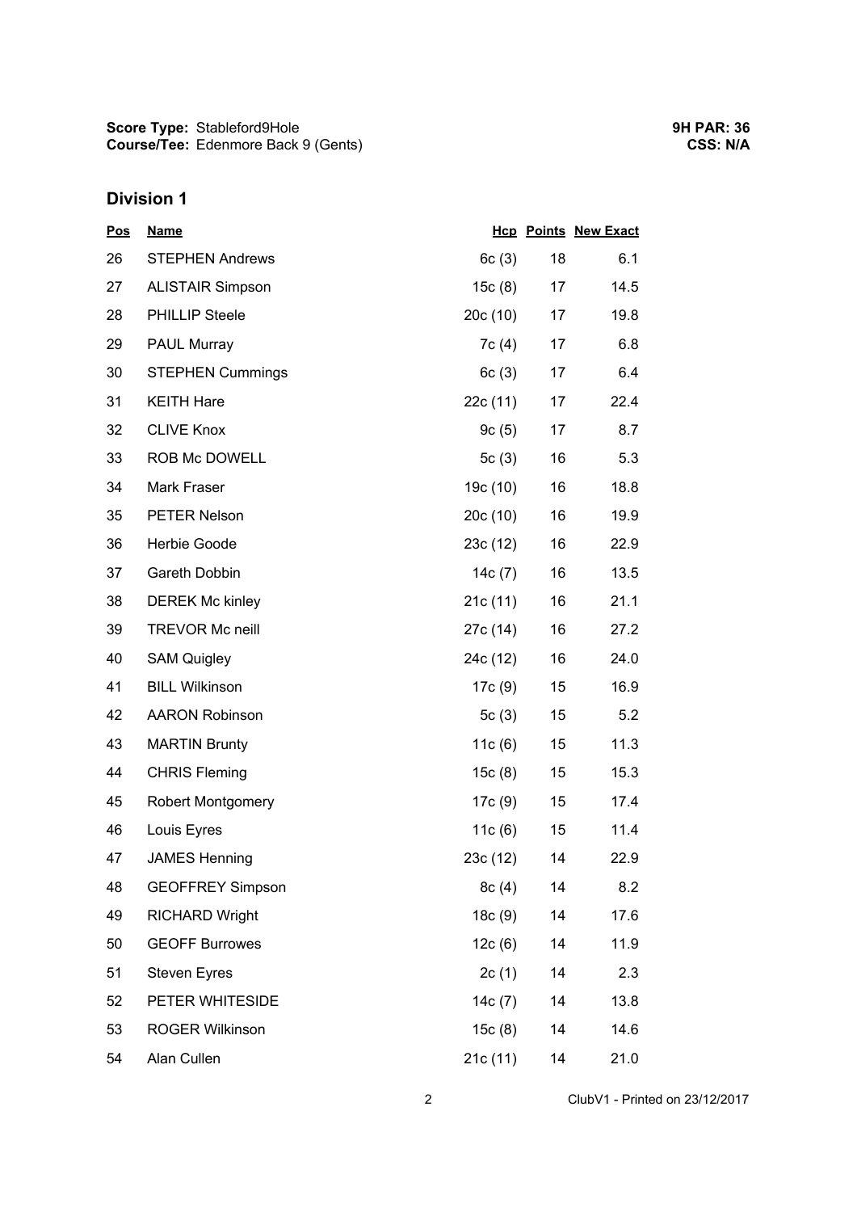**Score Type:** Stableford9Hole
**Course/Tee:** Edenmore Back 9 (Gents)

**9H PAR: 36**
**CSS: N/A**

## Division 1

| Pos | Name | Hcp | Points | New Exact |
|---|---|---|---|---|
| 26 | STEPHEN Andrews | 6c (3) | 18 | 6.1 |
| 27 | ALISTAIR Simpson | 15c (8) | 17 | 14.5 |
| 28 | PHILLIP Steele | 20c (10) | 17 | 19.8 |
| 29 | PAUL Murray | 7c (4) | 17 | 6.8 |
| 30 | STEPHEN Cummings | 6c (3) | 17 | 6.4 |
| 31 | KEITH Hare | 22c (11) | 17 | 22.4 |
| 32 | CLIVE Knox | 9c (5) | 17 | 8.7 |
| 33 | ROB Mc DOWELL | 5c (3) | 16 | 5.3 |
| 34 | Mark Fraser | 19c (10) | 16 | 18.8 |
| 35 | PETER Nelson | 20c (10) | 16 | 19.9 |
| 36 | Herbie Goode | 23c (12) | 16 | 22.9 |
| 37 | Gareth Dobbin | 14c (7) | 16 | 13.5 |
| 38 | DEREK Mc kinley | 21c (11) | 16 | 21.1 |
| 39 | TREVOR Mc neill | 27c (14) | 16 | 27.2 |
| 40 | SAM Quigley | 24c (12) | 16 | 24.0 |
| 41 | BILL Wilkinson | 17c (9) | 15 | 16.9 |
| 42 | AARON Robinson | 5c (3) | 15 | 5.2 |
| 43 | MARTIN Brunty | 11c (6) | 15 | 11.3 |
| 44 | CHRIS Fleming | 15c (8) | 15 | 15.3 |
| 45 | Robert Montgomery | 17c (9) | 15 | 17.4 |
| 46 | Louis Eyres | 11c (6) | 15 | 11.4 |
| 47 | JAMES Henning | 23c (12) | 14 | 22.9 |
| 48 | GEOFFREY Simpson | 8c (4) | 14 | 8.2 |
| 49 | RICHARD Wright | 18c (9) | 14 | 17.6 |
| 50 | GEOFF Burrowes | 12c (6) | 14 | 11.9 |
| 51 | Steven Eyres | 2c (1) | 14 | 2.3 |
| 52 | PETER WHITESIDE | 14c (7) | 14 | 13.8 |
| 53 | ROGER Wilkinson | 15c (8) | 14 | 14.6 |
| 54 | Alan Cullen | 21c (11) | 14 | 21.0 |

ClubV1 - Printed on 23/12/2017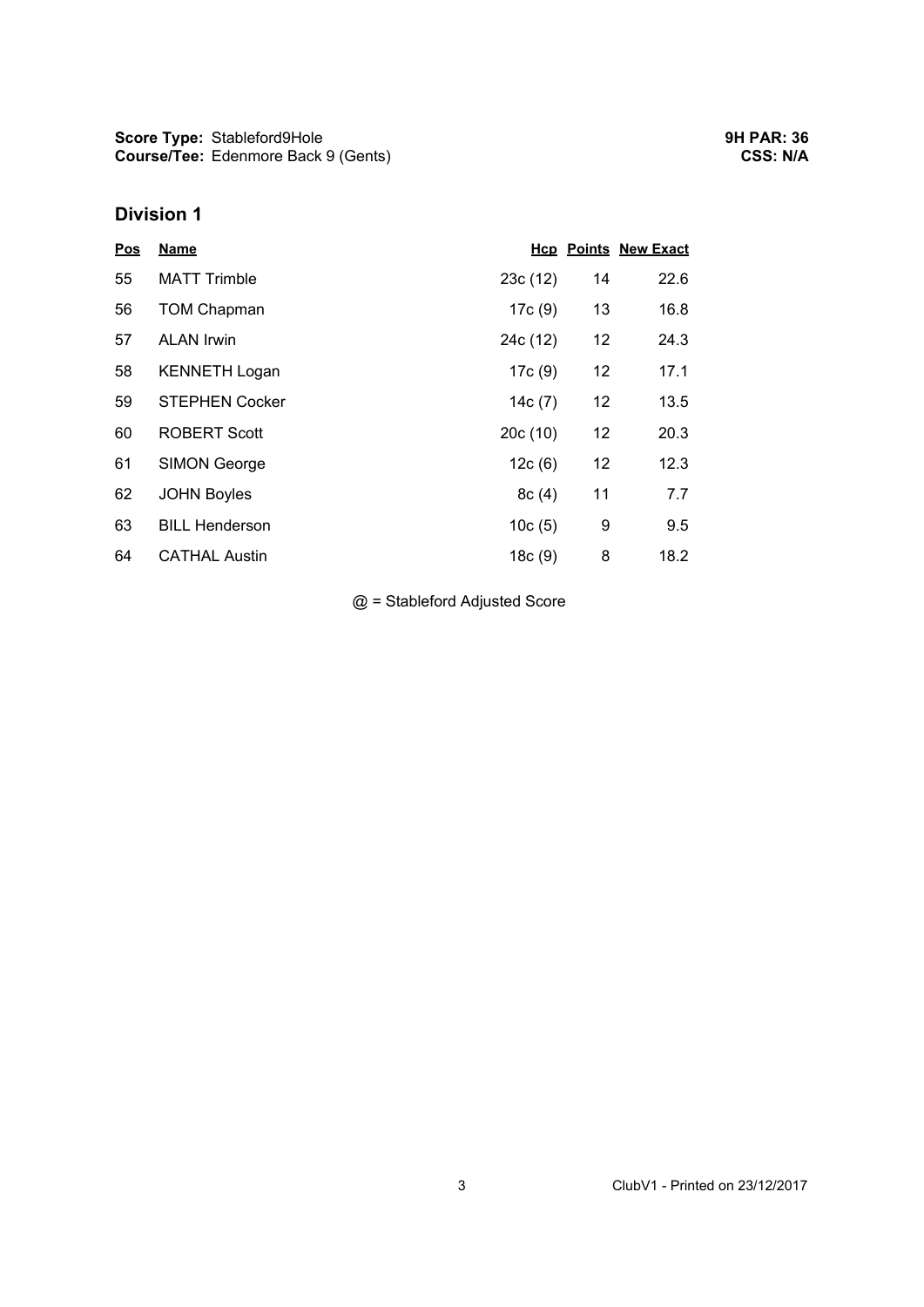**Score Type:** Stableford9Hole
**Course/Tee:** Edenmore Back 9 (Gents)

**9H PAR: 36**
**CSS: N/A**

## Division 1

| Pos | Name | Hcp | Points | New Exact |
|---|---|---|---|---|
| 55 | MATT Trimble | 23c (12) | 14 | 22.6 |
| 56 | TOM Chapman | 17c (9) | 13 | 16.8 |
| 57 | ALAN Irwin | 24c (12) | 12 | 24.3 |
| 58 | KENNETH Logan | 17c (9) | 12 | 17.1 |
| 59 | STEPHEN Cocker | 14c (7) | 12 | 13.5 |
| 60 | ROBERT Scott | 20c (10) | 12 | 20.3 |
| 61 | SIMON George | 12c (6) | 12 | 12.3 |
| 62 | JOHN Boyles | 8c (4) | 11 | 7.7 |
| 63 | BILL Henderson | 10c (5) | 9 | 9.5 |
| 64 | CATHAL Austin | 18c (9) | 8 | 18.2 |

@ = Stableford Adjusted Score

ClubV1 - Printed on 23/12/2017